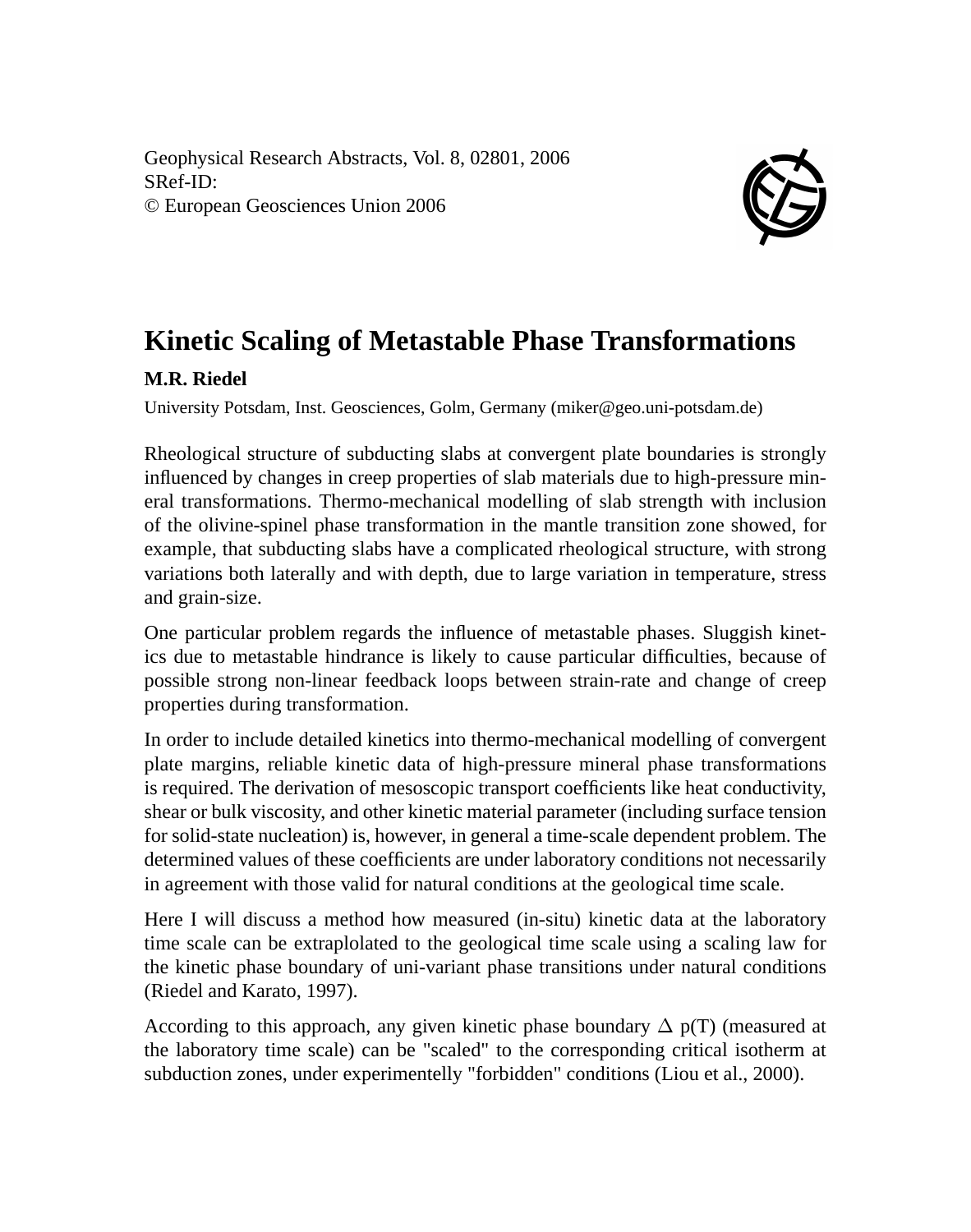Geophysical Research Abstracts, Vol. 8, 02801, 2006
SRef-ID:
© European Geosciences Union 2006

# Kinetic Scaling of Metastable Phase Transformations

**M.R. Riedel**

University Potsdam, Inst. Geosciences, Golm, Germany (miker@geo.uni-potsdam.de)

Rheological structure of subducting slabs at convergent plate boundaries is strongly influenced by changes in creep properties of slab materials due to high-pressure mineral transformations. Thermo-mechanical modelling of slab strength with inclusion of the olivine-spinel phase transformation in the mantle transition zone showed, for example, that subducting slabs have a complicated rheological structure, with strong variations both laterally and with depth, due to large variation in temperature, stress and grain-size.

One particular problem regards the influence of metastable phases. Sluggish kinetics due to metastable hindrance is likely to cause particular difficulties, because of possible strong non-linear feedback loops between strain-rate and change of creep properties during transformation.

In order to include detailed kinetics into thermo-mechanical modelling of convergent plate margins, reliable kinetic data of high-pressure mineral phase transformations is required. The derivation of mesoscopic transport coefficients like heat conductivity, shear or bulk viscosity, and other kinetic material parameter (including surface tension for solid-state nucleation) is, however, in general a time-scale dependent problem. The determined values of these coefficients are under laboratory conditions not necessarily in agreement with those valid for natural conditions at the geological time scale.

Here I will discuss a method how measured (in-situ) kinetic data at the laboratory time scale can be extraplolated to the geological time scale using a scaling law for the kinetic phase boundary of uni-variant phase transitions under natural conditions (Riedel and Karato, 1997).

According to this approach, any given kinetic phase boundary $\Delta$ p(T) (measured at the laboratory time scale) can be "scaled" to the corresponding critical isotherm at subduction zones, under experimentelly "forbidden" conditions (Liou et al., 2000).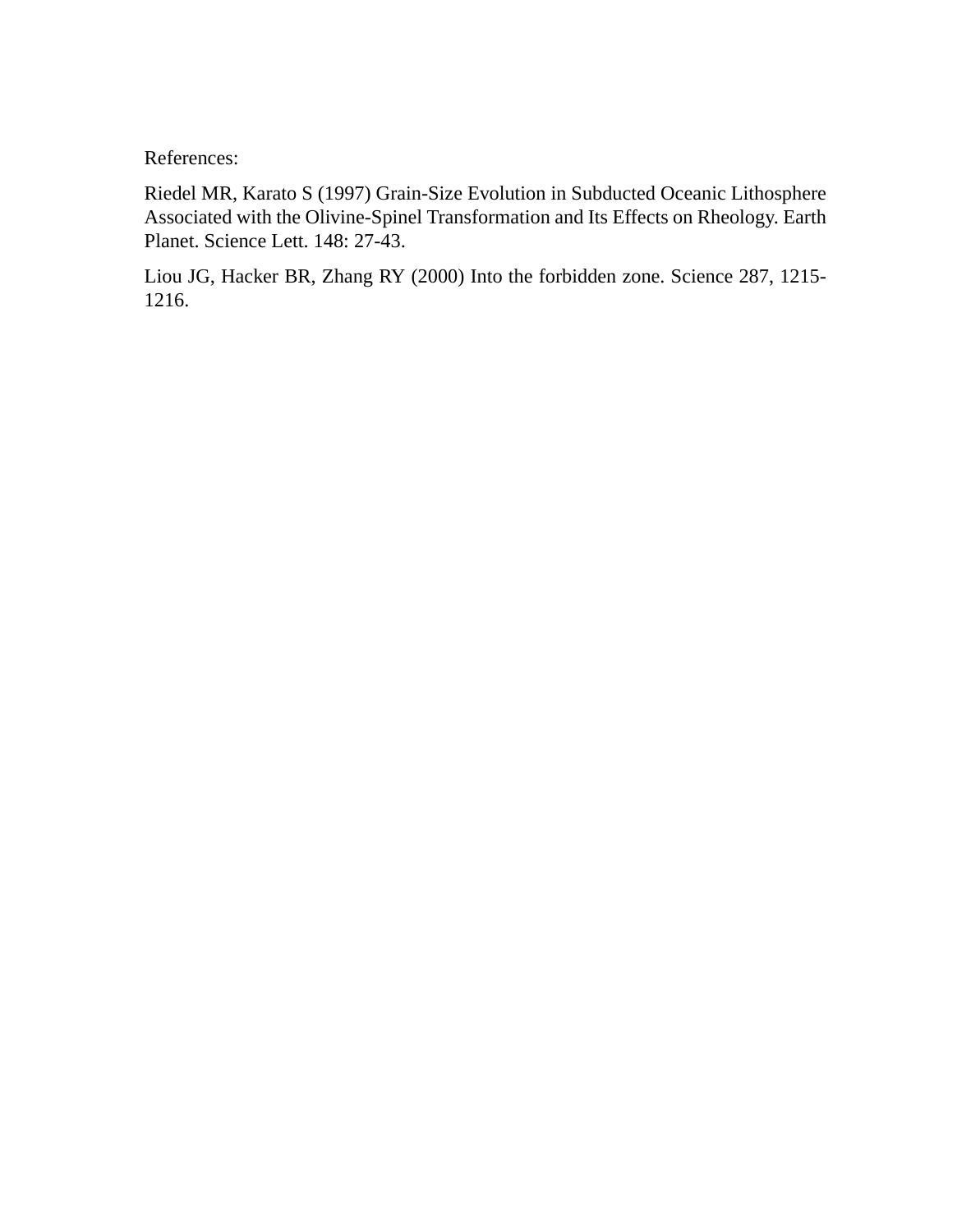References:

Riedel MR, Karato S (1997) Grain-Size Evolution in Subducted Oceanic Lithosphere Associated with the Olivine-Spinel Transformation and Its Effects on Rheology. Earth Planet. Science Lett. 148: 27-43.

Liou JG, Hacker BR, Zhang RY (2000) Into the forbidden zone. Science 287, 1215-1216.